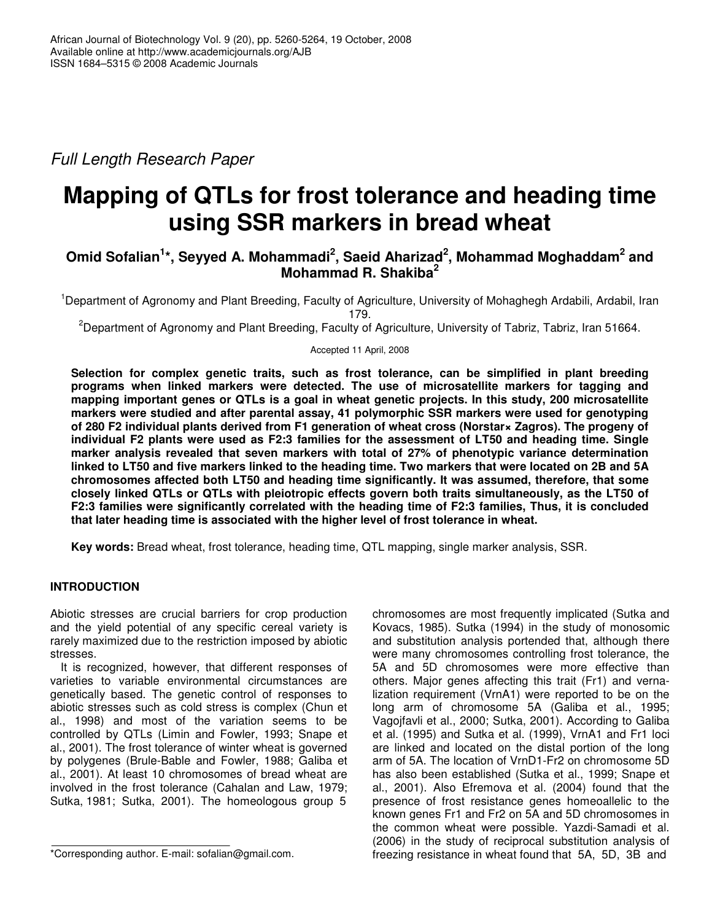Full Length Research Paper

# Mapping of QTLs for frost tolerance and heading time using SSR markers in bread wheat

**Omid Sofalian[1]*, Seyyed A. Mohammadi[2], Saeid Aharizad[2], Mohammad Moghaddam[2] and Mohammad R. Shakiba[2]**

[1]Department of Agronomy and Plant Breeding, Faculty of Agriculture, University of Mohaghegh Ardabili, Ardabil, Iran 179.

[2]Department of Agronomy and Plant Breeding, Faculty of Agriculture, University of Tabriz, Tabriz, Iran 51664.

Accepted 11 April, 2008

**Selection for complex genetic traits, such as frost tolerance, can be simplified in plant breeding programs when linked markers were detected. The use of microsatellite markers for tagging and mapping important genes or QTLs is a goal in wheat genetic projects. In this study, 200 microsatellite markers were studied and after parental assay, 41 polymorphic SSR markers were used for genotyping of 280 F2 individual plants derived from F1 generation of wheat cross (Norstar× Zagros). The progeny of individual F2 plants were used as F2:3 families for the assessment of LT50 and heading time. Single marker analysis revealed that seven markers with total of 27% of phenotypic variance determination linked to LT50 and five markers linked to the heading time. Two markers that were located on 2B and 5A chromosomes affected both LT50 and heading time significantly. It was assumed, therefore, that some closely linked QTLs or QTLs with pleiotropic effects govern both traits simultaneously, as the LT50 of F2:3 families were significantly correlated with the heading time of F2:3 families, Thus, it is concluded that later heading time is associated with the higher level of frost tolerance in wheat.**

**Key words:** Bread wheat, frost tolerance, heading time, QTL mapping, single marker analysis, SSR.

## INTRODUCTION

Abiotic stresses are crucial barriers for crop production and the yield potential of any specific cereal variety is rarely maximized due to the restriction imposed by abiotic stresses.

It is recognized, however, that different responses of varieties to variable environmental circumstances are genetically based. The genetic control of responses to abiotic stresses such as cold stress is complex (Chun et al., 1998) and most of the variation seems to be controlled by QTLs (Limin and Fowler, 1993; Snape et al., 2001). The frost tolerance of winter wheat is governed by polygenes (Brule-Bable and Fowler, 1988; Galiba et al., 2001). At least 10 chromosomes of bread wheat are involved in the frost tolerance (Cahalan and Law, 1979; Sutka, 1981; Sutka, 2001). The homeologous group 5 chromosomes are most frequently implicated (Sutka and Kovacs, 1985). Sutka (1994) in the study of monosomic and substitution analysis portended that, although there were many chromosomes controlling frost tolerance, the 5A and 5D chromosomes were more effective than others. Major genes affecting this trait (Fr1) and vernalization requirement (VrnA1) were reported to be on the long arm of chromosome 5A (Galiba et al., 1995; Vagojfavli et al., 2000; Sutka, 2001). According to Galiba et al. (1995) and Sutka et al. (1999), VrnA1 and Fr1 loci are linked and located on the distal portion of the long arm of 5A. The location of VrnD1-Fr2 on chromosome 5D has also been established (Sutka et al., 1999; Snape et al., 2001). Also Efremova et al. (2004) found that the presence of frost resistance genes homeoallelic to the known genes Fr1 and Fr2 on 5A and 5D chromosomes in the common wheat were possible. Yazdi-Samadi et al. (2006) in the study of reciprocal substitution analysis of freezing resistance in wheat found that 5A, 5D, 3B and

*Corresponding author. E-mail: sofalian@gmail.com.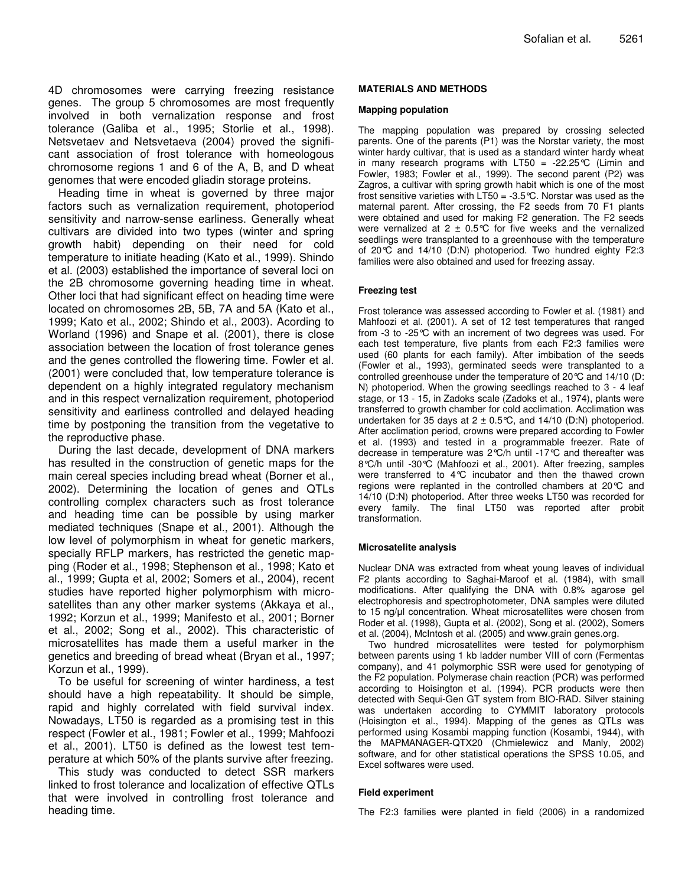4D chromosomes were carrying freezing resistance genes. The group 5 chromosomes are most frequently involved in both vernalization response and frost tolerance (Galiba et al., 1995; Storlie et al., 1998). Netsvetaev and Netsvetaeva (2004) proved the significant association of frost tolerance with homeologous chromosome regions 1 and 6 of the A, B, and D wheat genomes that were encoded gliadin storage proteins.

Heading time in wheat is governed by three major factors such as vernalization requirement, photoperiod sensitivity and narrow-sense earliness. Generally wheat cultivars are divided into two types (winter and spring growth habit) depending on their need for cold temperature to initiate heading (Kato et al., 1999). Shindo et al. (2003) established the importance of several loci on the 2B chromosome governing heading time in wheat. Other loci that had significant effect on heading time were located on chromosomes 2B, 5B, 7A and 5A (Kato et al., 1999; Kato et al., 2002; Shindo et al., 2003). Acording to Worland (1996) and Snape et al. (2001), there is close association between the location of frost tolerance genes and the genes controlled the flowering time. Fowler et al. (2001) were concluded that, low temperature tolerance is dependent on a highly integrated regulatory mechanism and in this respect vernalization requirement, photoperiod sensitivity and earliness controlled and delayed heading time by postponing the transition from the vegetative to the reproductive phase.

During the last decade, development of DNA markers has resulted in the construction of genetic maps for the main cereal species including bread wheat (Borner et al., 2002). Determining the location of genes and QTLs controlling complex characters such as frost tolerance and heading time can be possible by using marker mediated techniques (Snape et al., 2001). Although the low level of polymorphism in wheat for genetic markers, specially RFLP markers, has restricted the genetic mapping (Roder et al., 1998; Stephenson et al., 1998; Kato et al., 1999; Gupta et al, 2002; Somers et al., 2004), recent studies have reported higher polymorphism with microsatellites than any other marker systems (Akkaya et al., 1992; Korzun et al., 1999; Manifesto et al., 2001; Borner et al., 2002; Song et al., 2002). This characteristic of microsatellites has made them a useful marker in the genetics and breeding of bread wheat (Bryan et al., 1997; Korzun et al., 1999).

To be useful for screening of winter hardiness, a test should have a high repeatability. It should be simple, rapid and highly correlated with field survival index. Nowadays, LT50 is regarded as a promising test in this respect (Fowler et al., 1981; Fowler et al., 1999; Mahfoozi et al., 2001). LT50 is defined as the lowest test temperature at which 50% of the plants survive after freezing.

This study was conducted to detect SSR markers linked to frost tolerance and localization of effective QTLs that were involved in controlling frost tolerance and heading time.

## MATERIALS AND METHODS

### Mapping population

The mapping population was prepared by crossing selected parents. One of the parents (P1) was the Norstar variety, the most winter hardy cultivar, that is used as a standard winter hardy wheat in many research programs with LT50 = -22.25°C (Limin and Fowler, 1983; Fowler et al., 1999). The second parent (P2) was Zagros, a cultivar with spring growth habit which is one of the most frost sensitive varieties with LT50 = -3.5°C. Norstar was used as the maternal parent. After crossing, the F2 seeds from 70 F1 plants were obtained and used for making F2 generation. The F2 seeds were vernalized at 2 ± 0.5°C for five weeks and the vernalized seedlings were transplanted to a greenhouse with the temperature of 20°C and 14/10 (D:N) photoperiod. Two hundred eighty F2:3 families were also obtained and used for freezing assay.

### Freezing test

Frost tolerance was assessed according to Fowler et al. (1981) and Mahfoozi et al. (2001). A set of 12 test temperatures that ranged from -3 to -25°C with an increment of two degrees was used. For each test temperature, five plants from each F2:3 families were used (60 plants for each family). After imbibation of the seeds (Fowler et al., 1993), germinated seeds were transplanted to a controlled greenhouse under the temperature of 20°C and 14/10 (D: N) photoperiod. When the growing seedlings reached to 3 - 4 leaf stage, or 13 - 15, in Zadoks scale (Zadoks et al., 1974), plants were transferred to growth chamber for cold acclimation. Acclimation was undertaken for 35 days at 2 ± 0.5°C, and 14/10 (D:N) photoperiod. After acclimation period, crowns were prepared according to Fowler et al. (1993) and tested in a programmable freezer. Rate of decrease in temperature was 2°C/h until -17°C and thereafter was 8°C/h until -30°C (Mahfoozi et al., 2001). After freezing, samples were transferred to 4°C incubator and then the thawed crown regions were replanted in the controlled chambers at 20°C and 14/10 (D:N) photoperiod. After three weeks LT50 was recorded for every family. The final LT50 was reported after probit transformation.

### Microsatelite analysis

Nuclear DNA was extracted from wheat young leaves of individual F2 plants according to Saghai-Maroof et al. (1984), with small modifications. After qualifying the DNA with 0.8% agarose gel electrophoresis and spectrophotometer, DNA samples were diluted to 15 ng/µl concentration. Wheat microsatellites were chosen from Roder et al. (1998), Gupta et al. (2002), Song et al. (2002), Somers et al. (2004), McIntosh et al. (2005) and www.grain genes.org.

Two hundred microsatellites were tested for polymorphism between parents using 1 kb ladder number VIII of corn (Fermentas company), and 41 polymorphic SSR were used for genotyping of the F2 population. Polymerase chain reaction (PCR) was performed according to Hoisington et al. (1994). PCR products were then detected with Sequi-Gen GT system from BIO-RAD. Silver staining was undertaken according to CYMMIT laboratory protocols (Hoisington et al., 1994). Mapping of the genes as QTLs was performed using Kosambi mapping function (Kosambi, 1944), with the MAPMANAGER-QTX20 (Chmielewicz and Manly, 2002) software, and for other statistical operations the SPSS 10.05, and Excel softwares were used.

### Field experiment

The F2:3 families were planted in field (2006) in a randomized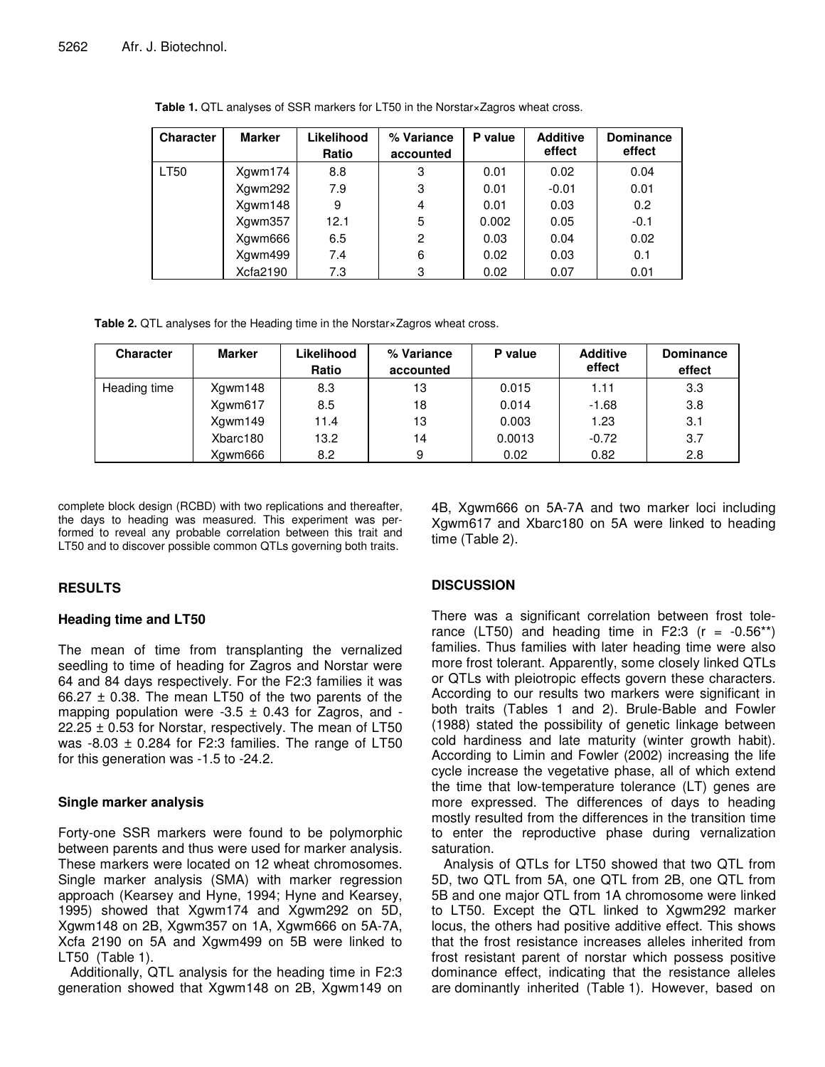**Table 1.** QTL analyses of SSR markers for LT50 in the Norstar×Zagros wheat cross.

| Character | Marker | Likelihood Ratio | % Variance accounted | P value | Additive effect | Dominance effect |
|---|---|---|---|---|---|---|
| LT50 | Xgwm174 | 8.8 | 3 | 0.01 | 0.02 | 0.04 |
| | Xgwm292 | 7.9 | 3 | 0.01 | -0.01 | 0.01 |
| | Xgwm148 | 9 | 4 | 0.01 | 0.03 | 0.2 |
| | Xgwm357 | 12.1 | 5 | 0.002 | 0.05 | -0.1 |
| | Xgwm666 | 6.5 | 2 | 0.03 | 0.04 | 0.02 |
| | Xgwm499 | 7.4 | 6 | 0.02 | 0.03 | 0.1 |
| | Xcfa2190 | 7.3 | 3 | 0.02 | 0.07 | 0.01 |

**Table 2.** QTL analyses for the Heading time in the Norstar×Zagros wheat cross.

| Character | Marker | Likelihood Ratio | % Variance accounted | P value | Additive effect | Dominance effect |
|---|---|---|---|---|---|---|
| Heading time | Xgwm148 | 8.3 | 13 | 0.015 | 1.11 | 3.3 |
| | Xgwm617 | 8.5 | 18 | 0.014 | -1.68 | 3.8 |
| | Xgwm149 | 11.4 | 13 | 0.003 | 1.23 | 3.1 |
| | Xbarc180 | 13.2 | 14 | 0.0013 | -0.72 | 3.7 |
| | Xgwm666 | 8.2 | 9 | 0.02 | 0.82 | 2.8 |

complete block design (RCBD) with two replications and thereafter, the days to heading was measured. This experiment was performed to reveal any probable correlation between this trait and LT50 and to discover possible common QTLs governing both traits.

## RESULTS

### Heading time and LT50

The mean of time from transplanting the vernalized seedling to time of heading for Zagros and Norstar were 64 and 84 days respectively. For the F2:3 families it was 66.27 ± 0.38. The mean LT50 of the two parents of the mapping population were -3.5 ± 0.43 for Zagros, and -22.25 ± 0.53 for Norstar, respectively. The mean of LT50 was -8.03 ± 0.284 for F2:3 families. The range of LT50 for this generation was -1.5 to -24.2.

### Single marker analysis

Forty-one SSR markers were found to be polymorphic between parents and thus were used for marker analysis. These markers were located on 12 wheat chromosomes. Single marker analysis (SMA) with marker regression approach (Kearsey and Hyne, 1994; Hyne and Kearsey, 1995) showed that Xgwm174 and Xgwm292 on 5D, Xgwm148 on 2B, Xgwm357 on 1A, Xgwm666 on 5A-7A, Xcfa 2190 on 5A and Xgwm499 on 5B were linked to LT50 (Table 1).

Additionally, QTL analysis for the heading time in F2:3 generation showed that Xgwm148 on 2B, Xgwm149 on 4B, Xgwm666 on 5A-7A and two marker loci including Xgwm617 and Xbarc180 on 5A were linked to heading time (Table 2).

## DISCUSSION

There was a significant correlation between frost tolerance (LT50) and heading time in F2:3 ($r = -0.56^{**}$) families. Thus families with later heading time were also more frost tolerant. Apparently, some closely linked QTLs or QTLs with pleiotropic effects govern these characters. According to our results two markers were significant in both traits (Tables 1 and 2). Brule-Bable and Fowler (1988) stated the possibility of genetic linkage between cold hardiness and late maturity (winter growth habit). According to Limin and Fowler (2002) increasing the life cycle increase the vegetative phase, all of which extend the time that low-temperature tolerance (LT) genes are more expressed. The differences of days to heading mostly resulted from the differences in the transition time to enter the reproductive phase during vernalization saturation.

Analysis of QTLs for LT50 showed that two QTL from 5D, two QTL from 5A, one QTL from 2B, one QTL from 5B and one major QTL from 1A chromosome were linked to LT50. Except the QTL linked to Xgwm292 marker locus, the others had positive additive effect. This shows that the frost resistance increases alleles inherited from frost resistant parent of norstar which possess positive dominance effect, indicating that the resistance alleles are dominantly inherited (Table 1). However, based on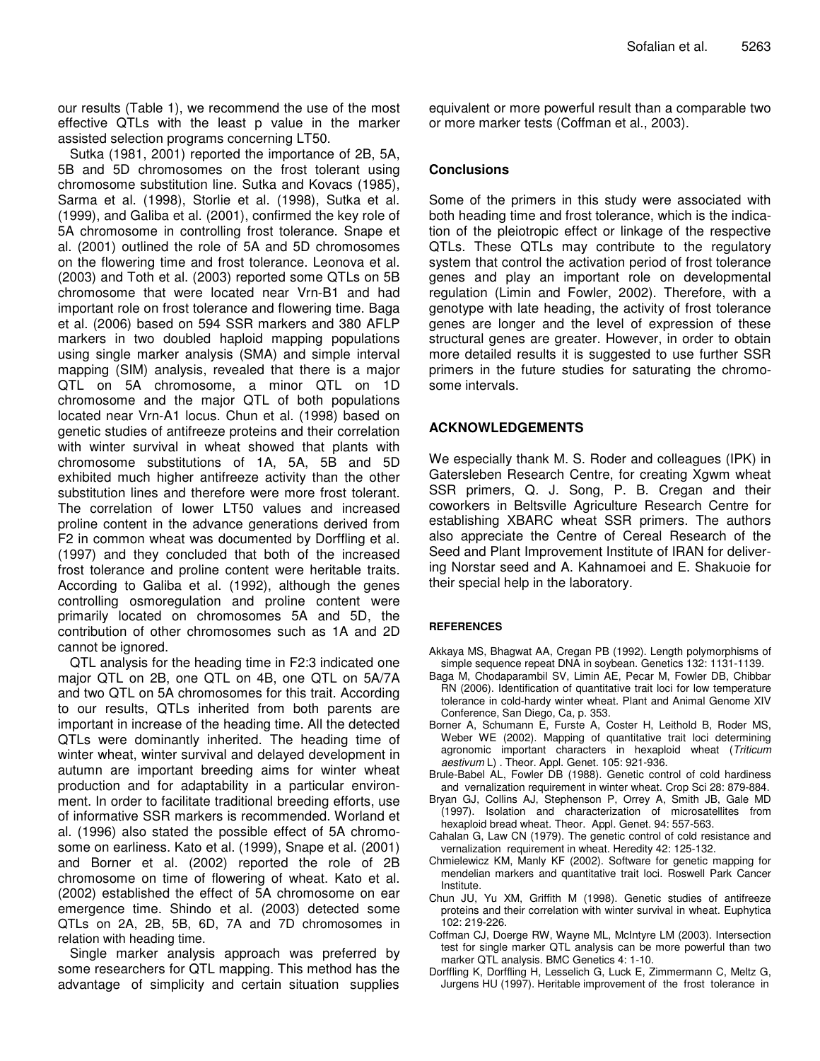our results (Table 1), we recommend the use of the most effective QTLs with the least p value in the marker assisted selection programs concerning LT50.

Sutka (1981, 2001) reported the importance of 2B, 5A, 5B and 5D chromosomes on the frost tolerant using chromosome substitution line. Sutka and Kovacs (1985), Sarma et al. (1998), Storlie et al. (1998), Sutka et al. (1999), and Galiba et al. (2001), confirmed the key role of 5A chromosome in controlling frost tolerance. Snape et al. (2001) outlined the role of 5A and 5D chromosomes on the flowering time and frost tolerance. Leonova et al. (2003) and Toth et al. (2003) reported some QTLs on 5B chromosome that were located near Vrn-B1 and had important role on frost tolerance and flowering time. Baga et al. (2006) based on 594 SSR markers and 380 AFLP markers in two doubled haploid mapping populations using single marker analysis (SMA) and simple interval mapping (SIM) analysis, revealed that there is a major QTL on 5A chromosome, a minor QTL on 1D chromosome and the major QTL of both populations located near Vrn-A1 locus. Chun et al. (1998) based on genetic studies of antifreeze proteins and their correlation with winter survival in wheat showed that plants with chromosome substitutions of 1A, 5A, 5B and 5D exhibited much higher antifreeze activity than the other substitution lines and therefore were more frost tolerant. The correlation of lower LT50 values and increased proline content in the advance generations derived from F2 in common wheat was documented by Dorffling et al. (1997) and they concluded that both of the increased frost tolerance and proline content were heritable traits. According to Galiba et al. (1992), although the genes controlling osmoregulation and proline content were primarily located on chromosomes 5A and 5D, the contribution of other chromosomes such as 1A and 2D cannot be ignored.

QTL analysis for the heading time in F2:3 indicated one major QTL on 2B, one QTL on 4B, one QTL on 5A/7A and two QTL on 5A chromosomes for this trait. According to our results, QTLs inherited from both parents are important in increase of the heading time. All the detected QTLs were dominantly inherited. The heading time of winter wheat, winter survival and delayed development in autumn are important breeding aims for winter wheat production and for adaptability in a particular environment. In order to facilitate traditional breeding efforts, use of informative SSR markers is recommended. Worland et al. (1996) also stated the possible effect of 5A chromosome on earliness. Kato et al. (1999), Snape et al. (2001) and Borner et al. (2002) reported the role of 2B chromosome on time of flowering of wheat. Kato et al. (2002) established the effect of 5A chromosome on ear emergence time. Shindo et al. (2003) detected some QTLs on 2A, 2B, 5B, 6D, 7A and 7D chromosomes in relation with heading time.

Single marker analysis approach was preferred by some researchers for QTL mapping. This method has the advantage of simplicity and certain situation supplies equivalent or more powerful result than a comparable two or more marker tests (Coffman et al., 2003).

## Conclusions

Some of the primers in this study were associated with both heading time and frost tolerance, which is the indication of the pleiotropic effect or linkage of the respective QTLs. These QTLs may contribute to the regulatory system that control the activation period of frost tolerance genes and play an important role on developmental regulation (Limin and Fowler, 2002). Therefore, with a genotype with late heading, the activity of frost tolerance genes are longer and the level of expression of these structural genes are greater. However, in order to obtain more detailed results it is suggested to use further SSR primers in the future studies for saturating the chromosome intervals.

## ACKNOWLEDGEMENTS

We especially thank M. S. Roder and colleagues (IPK) in Gatersleben Research Centre, for creating Xgwm wheat SSR primers, Q. J. Song, P. B. Cregan and their coworkers in Beltsville Agriculture Research Centre for establishing XBARC wheat SSR primers. The authors also appreciate the Centre of Cereal Research of the Seed and Plant Improvement Institute of IRAN for delivering Norstar seed and A. Kahnamoei and E. Shakuoie for their special help in the laboratory.

## REFERENCES

Akkaya MS, Bhagwat AA, Cregan PB (1992). Length polymorphisms of simple sequence repeat DNA in soybean. Genetics 132: 1131-1139.

Baga M, Chodaparambil SV, Limin AE, Pecar M, Fowler DB, Chibbar RN (2006). Identification of quantitative trait loci for low temperature tolerance in cold-hardy winter wheat. Plant and Animal Genome XIV Conference, San Diego, Ca, p. 353.

Borner A, Schumann E, Furste A, Coster H, Leithold B, Roder MS, Weber WE (2002). Mapping of quantitative trait loci determining agronomic important characters in hexaploid wheat (*Triticum aestivum* L) . Theor. Appl. Genet. 105: 921-936.

Brule-Babel AL, Fowler DB (1988). Genetic control of cold hardiness and vernalization requirement in winter wheat. Crop Sci 28: 879-884.

Bryan GJ, Collins AJ, Stephenson P, Orrey A, Smith JB, Gale MD (1997). Isolation and characterization of microsatellites from hexaploid bread wheat. Theor. Appl. Genet. 94: 557-563.

Cahalan G, Law CN (1979). The genetic control of cold resistance and vernalization requirement in wheat. Heredity 42: 125-132.

Chmielewicz KM, Manly KF (2002). Software for genetic mapping for mendelian markers and quantitative trait loci. Roswell Park Cancer Institute.

Chun JU, Yu XM, Griffith M (1998). Genetic studies of antifreeze proteins and their correlation with winter survival in wheat. Euphytica 102: 219-226.

Coffman CJ, Doerge RW, Wayne ML, McIntyre LM (2003). Intersection test for single marker QTL analysis can be more powerful than two marker QTL analysis. BMC Genetics 4: 1-10.

Dorffling K, Dorffling H, Lesselich G, Luck E, Zimmermann C, Meltz G, Jurgens HU (1997). Heritable improvement of the frost tolerance in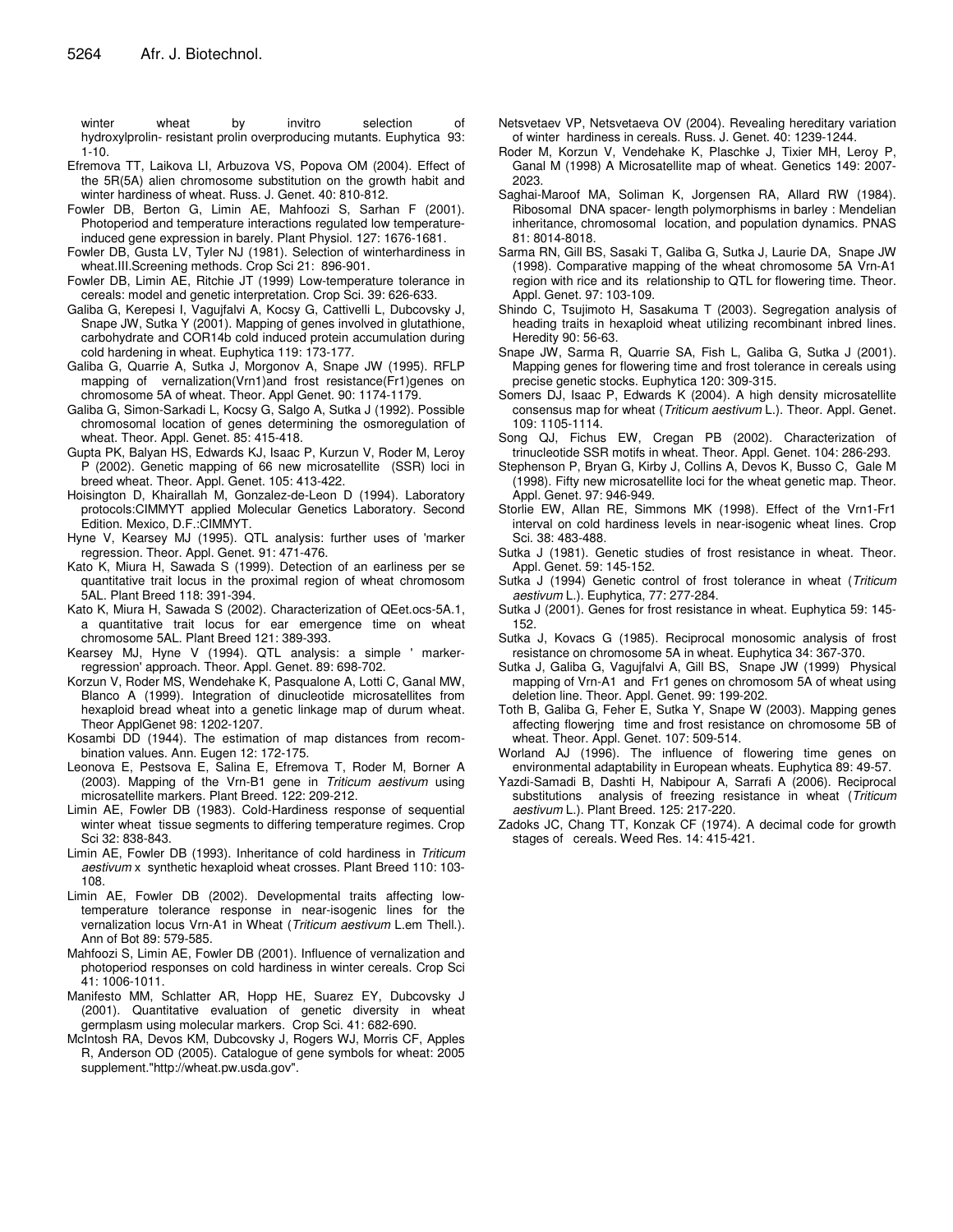winter wheat by invitro selection of hydroxylprolin- resistant prolin overproducing mutants. Euphytica 93: 1-10.

Efremova TT, Laikova LI, Arbuzova VS, Popova OM (2004). Effect of the 5R(5A) alien chromosome substitution on the growth habit and winter hardiness of wheat. Russ. J. Genet. 40: 810-812.

Fowler DB, Berton G, Limin AE, Mahfoozi S, Sarhan F (2001). Photoperiod and temperature interactions regulated low temperature-induced gene expression in barely. Plant Physiol. 127: 1676-1681.

Fowler DB, Gusta LV, Tyler NJ (1981). Selection of winterhardiness in wheat.III.Screening methods. Crop Sci 21: 896-901.

Fowler DB, Limin AE, Ritchie JT (1999) Low-temperature tolerance in cereals: model and genetic interpretation. Crop Sci. 39: 626-633.

Galiba G, Kerepesi I, Vagujfalvi A, Kocsy G, Cattivelli L, Dubcovsky J, Snape JW, Sutka Y (2001). Mapping of genes involved in glutathione, carbohydrate and COR14b cold induced protein accumulation during cold hardening in wheat. Euphytica 119: 173-177.

Galiba G, Quarrie A, Sutka J, Morgonov A, Snape JW (1995). RFLP mapping of vernalization(Vrn1)and frost resistance(Fr1)genes on chromosome 5A of wheat. Theor. Appl Genet. 90: 1174-1179.

Galiba G, Simon-Sarkadi L, Kocsy G, Salgo A, Sutka J (1992). Possible chromosomal location of genes determining the osmoregulation of wheat. Theor. Appl. Genet. 85: 415-418.

Gupta PK, Balyan HS, Edwards KJ, Isaac P, Kurzun V, Roder M, Leroy P (2002). Genetic mapping of 66 new microsatellite (SSR) loci in breed wheat. Theor. Appl. Genet. 105: 413-422.

Hoisington D, Khairallah M, Gonzalez-de-Leon D (1994). Laboratory protocols:CIMMYT applied Molecular Genetics Laboratory. Second Edition. Mexico, D.F.:CIMMYT.

Hyne V, Kearsey MJ (1995). QTL analysis: further uses of 'marker regression. Theor. Appl. Genet. 91: 471-476.

Kato K, Miura H, Sawada S (1999). Detection of an earliness per se quantitative trait locus in the proximal region of wheat chromosom 5AL. Plant Breed 118: 391-394.

Kato K, Miura H, Sawada S (2002). Characterization of QEet.ocs-5A.1, a quantitative trait locus for ear emergence time on wheat chromosome 5AL. Plant Breed 121: 389-393.

Kearsey MJ, Hyne V (1994). QTL analysis: a simple ' marker-regression' approach. Theor. Appl. Genet. 89: 698-702.

Korzun V, Roder MS, Wendehake K, Pasqualone A, Lotti C, Ganal MW, Blanco A (1999). Integration of dinucleotide microsatellites from hexaploid bread wheat into a genetic linkage map of durum wheat. Theor ApplGenet 98: 1202-1207.

Kosambi DD (1944). The estimation of map distances from recombination values. Ann. Eugen 12: 172-175.

Leonova E, Pestsova E, Salina E, Efremova T, Roder M, Borner A (2003). Mapping of the Vrn-B1 gene in *Triticum aestivum* using microsatellite markers. Plant Breed. 122: 209-212.

Limin AE, Fowler DB (1983). Cold-Hardiness response of sequential winter wheat tissue segments to differing temperature regimes. Crop Sci 32: 838-843.

Limin AE, Fowler DB (1993). Inheritance of cold hardiness in *Triticum aestivum* x synthetic hexaploid wheat crosses. Plant Breed 110: 103-108.

Limin AE, Fowler DB (2002). Developmental traits affecting low-temperature tolerance response in near-isogenic lines for the vernalization locus Vrn-A1 in Wheat (*Triticum aestivum* L.em Thell.). Ann of Bot 89: 579-585.

Mahfoozi S, Limin AE, Fowler DB (2001). Influence of vernalization and photoperiod responses on cold hardiness in winter cereals. Crop Sci 41: 1006-1011.

Manifesto MM, Schlatter AR, Hopp HE, Suarez EY, Dubcovsky J (2001). Quantitative evaluation of genetic diversity in wheat germplasm using molecular markers. Crop Sci. 41: 682-690.

McIntosh RA, Devos KM, Dubcovsky J, Rogers WJ, Morris CF, Apples R, Anderson OD (2005). Catalogue of gene symbols for wheat: 2005 supplement."http://wheat.pw.usda.gov".

Netsvetaev VP, Netsvetaeva OV (2004). Revealing hereditary variation of winter hardiness in cereals. Russ. J. Genet. 40: 1239-1244.

Roder M, Korzun V, Vendehake K, Plaschke J, Tixier MH, Leroy P, Ganal M (1998) A Microsatellite map of wheat. Genetics 149: 2007-2023.

Saghai-Maroof MA, Soliman K, Jorgensen RA, Allard RW (1984). Ribosomal DNA spacer- length polymorphisms in barley : Mendelian inheritance, chromosomal location, and population dynamics. PNAS 81: 8014-8018.

Sarma RN, Gill BS, Sasaki T, Galiba G, Sutka J, Laurie DA, Snape JW (1998). Comparative mapping of the wheat chromosome 5A Vrn-A1 region with rice and its relationship to QTL for flowering time. Theor. Appl. Genet. 97: 103-109.

Shindo C, Tsujimoto H, Sasakuma T (2003). Segregation analysis of heading traits in hexaploid wheat utilizing recombinant inbred lines. Heredity 90: 56-63.

Snape JW, Sarma R, Quarrie SA, Fish L, Galiba G, Sutka J (2001). Mapping genes for flowering time and frost tolerance in cereals using precise genetic stocks. Euphytica 120: 309-315.

Somers DJ, Isaac P, Edwards K (2004). A high density microsatellite consensus map for wheat (*Triticum aestivum* L.). Theor. Appl. Genet. 109: 1105-1114.

Song QJ, Fichus EW, Cregan PB (2002). Characterization of trinucleotide SSR motifs in wheat. Theor. Appl. Genet. 104: 286-293.

Stephenson P, Bryan G, Kirby J, Collins A, Devos K, Busso C, Gale M (1998). Fifty new microsatellite loci for the wheat genetic map. Theor. Appl. Genet. 97: 946-949.

Storlie EW, Allan RE, Simmons MK (1998). Effect of the Vrn1-Fr1 interval on cold hardiness levels in near-isogenic wheat lines. Crop Sci. 38: 483-488.

Sutka J (1981). Genetic studies of frost resistance in wheat. Theor. Appl. Genet. 59: 145-152.

Sutka J (1994) Genetic control of frost tolerance in wheat (*Triticum aestivum* L.). Euphytica, 77: 277-284.

Sutka J (2001). Genes for frost resistance in wheat. Euphytica 59: 145-152.

Sutka J, Kovacs G (1985). Reciprocal monosomic analysis of frost resistance on chromosome 5A in wheat. Euphytica 34: 367-370.

Sutka J, Galiba G, Vagujfalvi A, Gill BS, Snape JW (1999) Physical mapping of Vrn-A1 and Fr1 genes on chromosom 5A of wheat using deletion line. Theor. Appl. Genet. 99: 199-202.

Toth B, Galiba G, Feher E, Sutka Y, Snape W (2003). Mapping genes affecting flowerjng time and frost resistance on chromosome 5B of wheat. Theor. Appl. Genet. 107: 509-514.

Worland AJ (1996). The influence of flowering time genes on environmental adaptability in European wheats. Euphytica 89: 49-57.

Yazdi-Samadi B, Dashti H, Nabipour A, Sarrafi A (2006). Reciprocal substitutions analysis of freezing resistance in wheat (*Triticum aestivum* L.). Plant Breed. 125: 217-220.

Zadoks JC, Chang TT, Konzak CF (1974). A decimal code for growth stages of cereals. Weed Res. 14: 415-421.